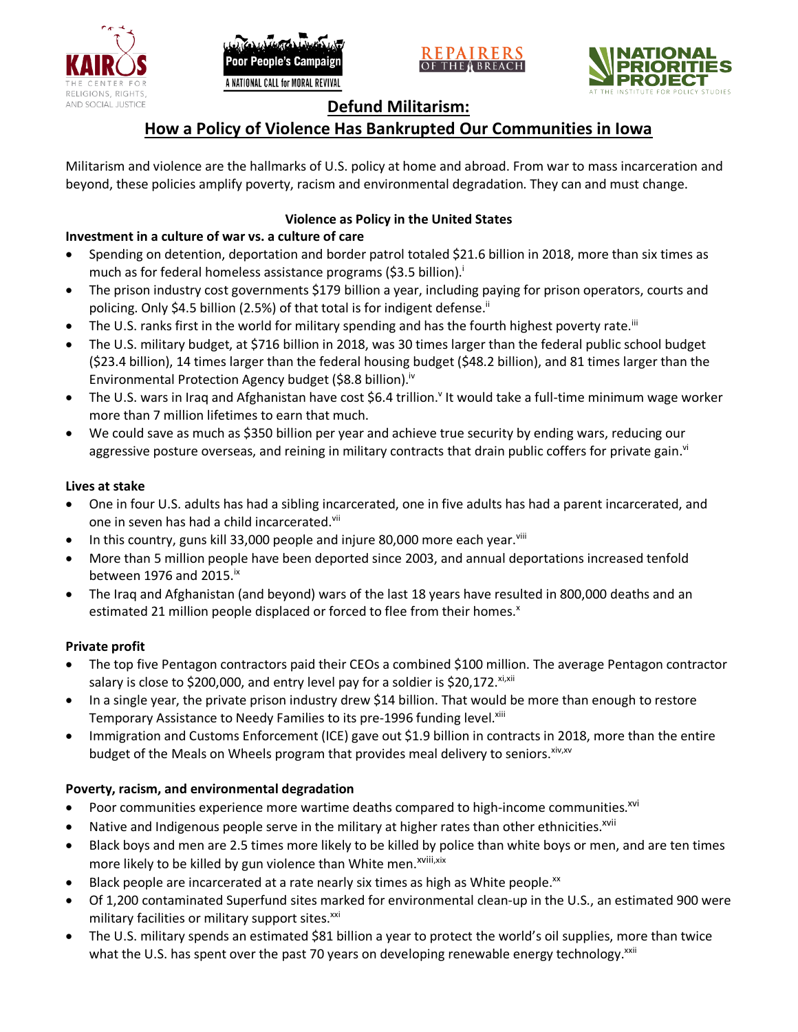# Defund Militarism:

# How a Policy of Violence Has Bankrupted Our Communities in Iowa

Militarism and violence are the hallmarks of U.S. policy at home and abroad. From war to mass incarceration and beyond, these policies amplify poverty, racism and environmental degradation. They can and must change.

## Violence as Policy in the United States

### Investment in a culture of war vs. a culture of care

- Spending on detention, deportation and border patrol totaled $21.6 billion in 2018, more than six times as much as for federal homeless assistance programs ($3.5 billion).[i]
- The prison industry cost governments $179 billion a year, including paying for prison operators, courts and policing. Only $4.5 billion (2.5%) of that total is for indigent defense.[ii]
- The U.S. ranks first in the world for military spending and has the fourth highest poverty rate.[iii]
- The U.S. military budget, at $716 billion in 2018, was 30 times larger than the federal public school budget ($23.4 billion), 14 times larger than the federal housing budget ($48.2 billion), and 81 times larger than the Environmental Protection Agency budget ($8.8 billion).[iv]
- The U.S. wars in Iraq and Afghanistan have cost $6.4 trillion.[v] It would take a full-time minimum wage worker more than 7 million lifetimes to earn that much.
- We could save as much as $350 billion per year and achieve true security by ending wars, reducing our aggressive posture overseas, and reining in military contracts that drain public coffers for private gain.[vi]

### Lives at stake

- One in four U.S. adults has had a sibling incarcerated, one in five adults has had a parent incarcerated, and one in seven has had a child incarcerated.[vii]
- In this country, guns kill 33,000 people and injure 80,000 more each year.[viii]
- More than 5 million people have been deported since 2003, and annual deportations increased tenfold between 1976 and 2015.[ix]
- The Iraq and Afghanistan (and beyond) wars of the last 18 years have resulted in 800,000 deaths and an estimated 21 million people displaced or forced to flee from their homes.[x]

### Private profit

- The top five Pentagon contractors paid their CEOs a combined $100 million. The average Pentagon contractor salary is close to $200,000, and entry level pay for a soldier is $20,172.[xi,xii]
- In a single year, the private prison industry drew $14 billion. That would be more than enough to restore Temporary Assistance to Needy Families to its pre-1996 funding level.[xiii]
- Immigration and Customs Enforcement (ICE) gave out $1.9 billion in contracts in 2018, more than the entire budget of the Meals on Wheels program that provides meal delivery to seniors.[xiv,xv]

### Poverty, racism, and environmental degradation

- Poor communities experience more wartime deaths compared to high-income communities.[xvi]
- Native and Indigenous people serve in the military at higher rates than other ethnicities.[xvii]
- Black boys and men are 2.5 times more likely to be killed by police than white boys or men, and are ten times more likely to be killed by gun violence than White men.[xviii,xix]
- Black people are incarcerated at a rate nearly six times as high as White people.[xx]
- Of 1,200 contaminated Superfund sites marked for environmental clean-up in the U.S., an estimated 900 were military facilities or military support sites.[xxi]
- The U.S. military spends an estimated $81 billion a year to protect the world's oil supplies, more than twice what the U.S. has spent over the past 70 years on developing renewable energy technology.[xxii]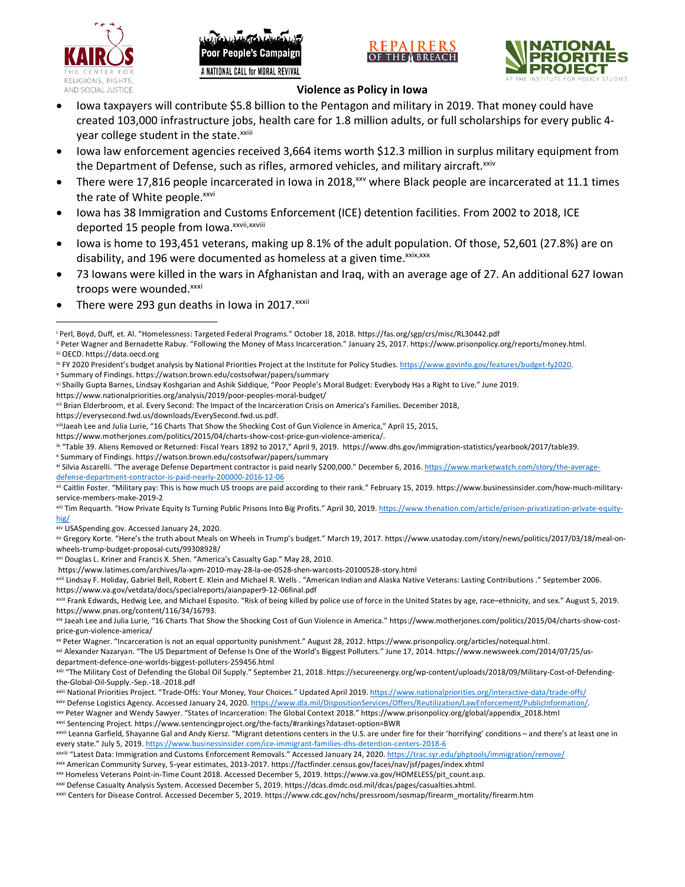KAIROS THE CENTER FOR RELIGIONS, RIGHTS, AND SOCIAL JUSTICE | Poor People's Campaign A NATIONAL CALL for MORAL REVIVAL | REPAIRERS OF THE BREACH | NATIONAL PRIORITIES PROJECT AT THE INSTITUTE FOR POLICY STUDIES

## Violence as Policy in Iowa

- Iowa taxpayers will contribute $5.8 billion to the Pentagon and military in 2019. That money could have created 103,000 infrastructure jobs, health care for 1.8 million adults, or full scholarships for every public 4-year college student in the state.[xxiii]
- Iowa law enforcement agencies received 3,664 items worth $12.3 million in surplus military equipment from the Department of Defense, such as rifles, armored vehicles, and military aircraft.[xxiv]
- There were 17,816 people incarcerated in Iowa in 2018,[xxv] where Black people are incarcerated at 11.1 times the rate of White people.[xxvi]
- Iowa has 38 Immigration and Customs Enforcement (ICE) detention facilities. From 2002 to 2018, ICE deported 15 people from Iowa.[xxvii,xxviii]
- Iowa is home to 193,451 veterans, making up 8.1% of the adult population. Of those, 52,601 (27.8%) are on disability, and 196 were documented as homeless at a given time.[xxix,xxx]
- 73 Iowans were killed in the wars in Afghanistan and Iraq, with an average age of 27. An additional 627 Iowan troops were wounded.[xxxi]
- There were 293 gun deaths in Iowa in 2017.[xxxii]

---

[i] Perl, Boyd, Duff, et. Al. "Homelessness: Targeted Federal Programs." October 18, 2018. https://fas.org/sgp/crs/misc/RL30442.pdf

[ii] Peter Wagner and Bernadette Rabuy. "Following the Money of Mass Incarceration." January 25, 2017. https://www.prisonpolicy.org/reports/money.html.

[iii] OECD. https://data.oecd.org

[iv] FY 2020 President's budget analysis by National Priorities Project at the Institute for Policy Studies. https://www.govinfo.gov/features/budget-fy2020.

[v] Summary of Findings. https://watson.brown.edu/costsofwar/papers/summary

[vi] Shailly Gupta Barnes, Lindsay Koshgarian and Ashik Siddique, "Poor People's Moral Budget: Everybody Has a Right to Live." June 2019. https://www.nationalpriorities.org/analysis/2019/poor-peoples-moral-budget/

[vii] Brian Elderbroom, et al. Every Second: The Impact of the Incarceration Crisis on America's Families. December 2018, https://everysecond.fwd.us/downloads/EverySecond.fwd.us.pdf.

[viii] Jaeah Lee and Julia Lurie, "16 Charts That Show the Shocking Cost of Gun Violence in America," April 15, 2015, https://www.motherjones.com/politics/2015/04/charts-show-cost-price-gun-violence-america/.

[ix] "Table 39. Aliens Removed or Returned: Fiscal Years 1892 to 2017," April 9, 2019. https://www.dhs.gov/immigration-statistics/yearbook/2017/table39.

[x] Summary of Findings. https://watson.brown.edu/costsofwar/papers/summary

[xi] Silvia Ascarelli. "The average Defense Department contractor is paid nearly $200,000." December 6, 2016. https://www.marketwatch.com/story/the-average-defense-department-contractor-is-paid-nearly-200000-2016-12-06

[xii] Caitlin Foster. "Military pay: This is how much US troops are paid according to their rank." February 15, 2019. https://www.businessinsider.com/how-much-military-service-members-make-2019-2

[xiii] Tim Requarth. "How Private Equity Is Turning Public Prisons Into Big Profits." April 30, 2019. https://www.thenation.com/article/prison-privatization-private-equity-hig/

[xiv] USASpending.gov. Accessed January 24, 2020.

[xv] Gregory Korte. "Here's the truth about Meals on Wheels in Trump's budget." March 19, 2017. https://www.usatoday.com/story/news/politics/2017/03/18/meal-on-wheels-trump-budget-proposal-cuts/99308928/

[xvi] Douglas L. Kriner and Francis X. Shen. "America's Casualty Gap." May 28, 2010. https://www.latimes.com/archives/la-xpm-2010-may-28-la-oe-0528-shen-warcosts-20100528-story.html

[xvii] Lindsay F. Holiday, Gabriel Bell, Robert E. Klein and Michael R. Wells . "American Indian and Alaska Native Veterans: Lasting Contributions ." September 2006. https://www.va.gov/vetdata/docs/specialreports/aianpaper9-12-06final.pdf

[xviii] Frank Edwards, Hedwig Lee, and Michael Esposito. "Risk of being killed by police use of force in the United States by age, race–ethnicity, and sex." August 5, 2019. https://www.pnas.org/content/116/34/16793.

[xix] Jaeah Lee and Julia Lurie, "16 Charts That Show the Shocking Cost of Gun Violence in America." https://www.motherjones.com/politics/2015/04/charts-show-cost-price-gun-violence-america/

[xx] Peter Wagner. "Incarceration is not an equal opportunity punishment." August 28, 2012. https://www.prisonpolicy.org/articles/notequal.html.

[xxi] Alexander Nazaryan. "The US Department of Defense Is One of the World's Biggest Polluters." June 17, 2014. https://www.newsweek.com/2014/07/25/us-department-defence-one-worlds-biggest-polluters-259456.html

[xxii] "The Military Cost of Defending the Global Oil Supply." September 21, 2018. https://secureenergy.org/wp-content/uploads/2018/09/Military-Cost-of-Defending-the-Global-Oil-Supply.-Sep.-18.-2018.pdf

[xxiii] National Priorities Project. "Trade-Offs: Your Money, Your Choices." Updated April 2019. https://www.nationalpriorities.org/interactive-data/trade-offs/

[xxiv] Defense Logistics Agency. Accessed January 24, 2020. https://www.dla.mil/DispositionServices/Offers/Reutilization/LawEnforcement/PublicInformation/.

[xxv] Peter Wagner and Wendy Sawyer. "States of Incarceration: The Global Context 2018." https://www.prisonpolicy.org/global/appendix_2018.html

[xxvi] Sentencing Project. https://www.sentencingproject.org/the-facts/#rankings?dataset-option=BWR

[xxvii] Leanna Garfield, Shayanne Gal and Andy Kiersz. "Migrant detentions centers in the U.S. are under fire for their 'horrifying' conditions – and there's at least one in every state." July 5, 2019. https://www.businessinsider.com/ice-immigrant-families-dhs-detention-centers-2018-6

[xxviii] "Latest Data: Immigration and Customs Enforcement Removals." Accessed January 24, 2020. https://trac.syr.edu/phptools/immigration/remove/

[xxix] American Community Survey, 5-year estimates, 2013-2017. https://factfinder.census.gov/faces/nav/jsf/pages/index.xhtml

[xxx] Homeless Veterans Point-in-Time Count 2018. Accessed December 5, 2019. https://www.va.gov/HOMELESS/pit_count.asp.

[xxxi] Defense Casualty Analysis System. Accessed December 5, 2019. https://dcas.dmdc.osd.mil/dcas/pages/casualties.xhtml.

[xxxii] Centers for Disease Control. Accessed December 5, 2019. https://www.cdc.gov/nchs/pressroom/sosmap/firearm_mortality/firearm.htm